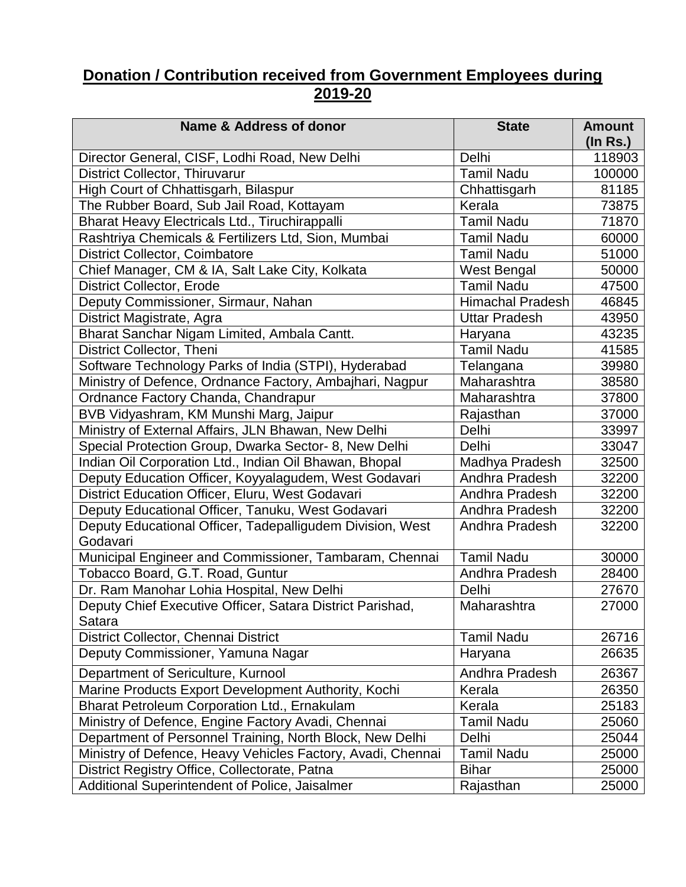# Donation / Contribution received from Government Employees during 2019-20

| Name & Address of donor | State | Amount (In Rs.) |
|---|---|---|
| Director General, CISF, Lodhi Road, New Delhi | Delhi | 118903 |
| District Collector, Thiruvarur | Tamil Nadu | 100000 |
| High Court of Chhattisgarh, Bilaspur | Chhattisgarh | 81185 |
| The Rubber Board, Sub Jail Road, Kottayam | Kerala | 73875 |
| Bharat Heavy Electricals Ltd., Tiruchirappalli | Tamil Nadu | 71870 |
| Rashtriya Chemicals & Fertilizers Ltd, Sion, Mumbai | Tamil Nadu | 60000 |
| District Collector, Coimbatore | Tamil Nadu | 51000 |
| Chief Manager, CM & IA, Salt Lake City, Kolkata | West Bengal | 50000 |
| District Collector, Erode | Tamil Nadu | 47500 |
| Deputy Commissioner, Sirmaur, Nahan | Himachal Pradesh | 46845 |
| District Magistrate, Agra | Uttar Pradesh | 43950 |
| Bharat Sanchar Nigam Limited, Ambala Cantt. | Haryana | 43235 |
| District Collector, Theni | Tamil Nadu | 41585 |
| Software Technology Parks of India (STPI), Hyderabad | Telangana | 39980 |
| Ministry of Defence, Ordnance Factory, Ambajhari, Nagpur | Maharashtra | 38580 |
| Ordnance Factory Chanda, Chandrapur | Maharashtra | 37800 |
| BVB Vidyashram, KM Munshi Marg, Jaipur | Rajasthan | 37000 |
| Ministry of External Affairs, JLN Bhawan, New Delhi | Delhi | 33997 |
| Special Protection Group, Dwarka Sector- 8, New Delhi | Delhi | 33047 |
| Indian Oil Corporation Ltd., Indian Oil Bhawan, Bhopal | Madhya Pradesh | 32500 |
| Deputy Education Officer, Koyyalagudem, West Godavari | Andhra Pradesh | 32200 |
| District Education Officer, Eluru, West Godavari | Andhra Pradesh | 32200 |
| Deputy Educational Officer, Tanuku, West Godavari | Andhra Pradesh | 32200 |
| Deputy Educational Officer, Tadepalligudem Division, West Godavari | Andhra Pradesh | 32200 |
| Municipal Engineer and Commissioner, Tambaram, Chennai | Tamil Nadu | 30000 |
| Tobacco Board, G.T. Road, Guntur | Andhra Pradesh | 28400 |
| Dr. Ram Manohar Lohia Hospital, New Delhi | Delhi | 27670 |
| Deputy Chief Executive Officer, Satara District Parishad, Satara | Maharashtra | 27000 |
| District Collector, Chennai District | Tamil Nadu | 26716 |
| Deputy Commissioner, Yamuna Nagar | Haryana | 26635 |
| Department of Sericulture, Kurnool | Andhra Pradesh | 26367 |
| Marine Products Export Development Authority, Kochi | Kerala | 26350 |
| Bharat Petroleum Corporation Ltd., Ernakulam | Kerala | 25183 |
| Ministry of Defence, Engine Factory Avadi, Chennai | Tamil Nadu | 25060 |
| Department of Personnel Training, North Block, New Delhi | Delhi | 25044 |
| Ministry of Defence, Heavy Vehicles Factory, Avadi, Chennai | Tamil Nadu | 25000 |
| District Registry Office, Collectorate, Patna | Bihar | 25000 |
| Additional Superintendent of Police, Jaisalmer | Rajasthan | 25000 |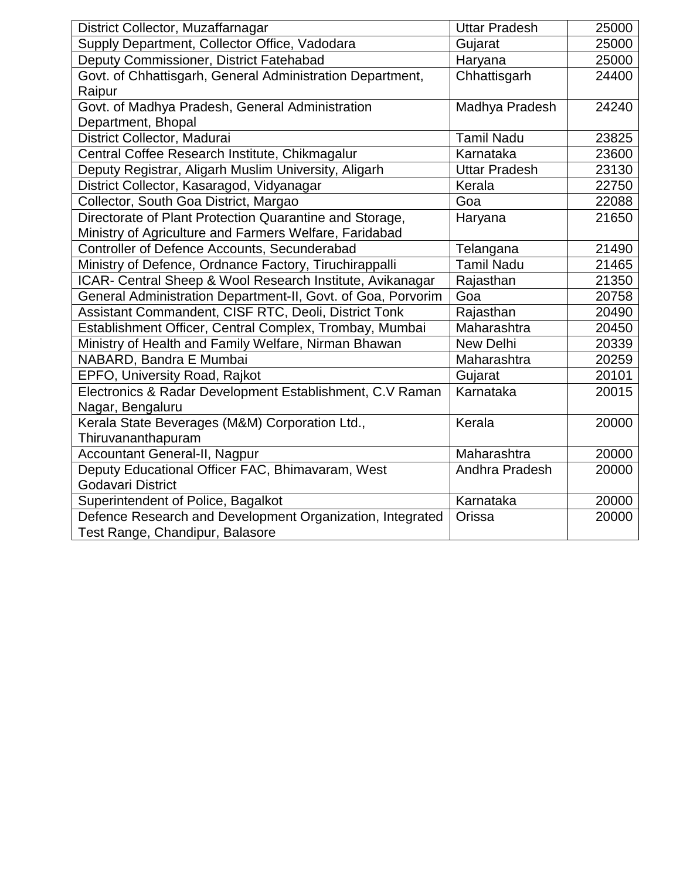| | | |
|---|---|---|
| District Collector, Muzaffarnagar | Uttar Pradesh | 25000 |
| Supply Department, Collector Office, Vadodara | Gujarat | 25000 |
| Deputy Commissioner, District Fatehabad | Haryana | 25000 |
| Govt. of Chhattisgarh, General Administration Department, Raipur | Chhattisgarh | 24400 |
| Govt. of Madhya Pradesh, General Administration Department, Bhopal | Madhya Pradesh | 24240 |
| District Collector, Madurai | Tamil Nadu | 23825 |
| Central Coffee Research Institute, Chikmagalur | Karnataka | 23600 |
| Deputy Registrar, Aligarh Muslim University, Aligarh | Uttar Pradesh | 23130 |
| District Collector, Kasaragod, Vidyanagar | Kerala | 22750 |
| Collector, South Goa District, Margao | Goa | 22088 |
| Directorate of Plant Protection Quarantine and Storage, Ministry of Agriculture and Farmers Welfare, Faridabad | Haryana | 21650 |
| Controller of Defence Accounts, Secunderabad | Telangana | 21490 |
| Ministry of Defence, Ordnance Factory, Tiruchirappalli | Tamil Nadu | 21465 |
| ICAR- Central Sheep & Wool Research Institute, Avikanagar | Rajasthan | 21350 |
| General Administration Department-II, Govt. of Goa, Porvorim | Goa | 20758 |
| Assistant Commandent, CISF RTC, Deoli, District Tonk | Rajasthan | 20490 |
| Establishment Officer, Central Complex, Trombay, Mumbai | Maharashtra | 20450 |
| Ministry of Health and Family Welfare, Nirman Bhawan | New Delhi | 20339 |
| NABARD, Bandra E Mumbai | Maharashtra | 20259 |
| EPFO, University Road, Rajkot | Gujarat | 20101 |
| Electronics & Radar Development Establishment, C.V Raman Nagar, Bengaluru | Karnataka | 20015 |
| Kerala State Beverages (M&M) Corporation Ltd., Thiruvananthapuram | Kerala | 20000 |
| Accountant General-II, Nagpur | Maharashtra | 20000 |
| Deputy Educational Officer FAC, Bhimavaram, West Godavari District | Andhra Pradesh | 20000 |
| Superintendent of Police, Bagalkot | Karnataka | 20000 |
| Defence Research and Development Organization, Integrated Test Range, Chandipur, Balasore | Orissa | 20000 |